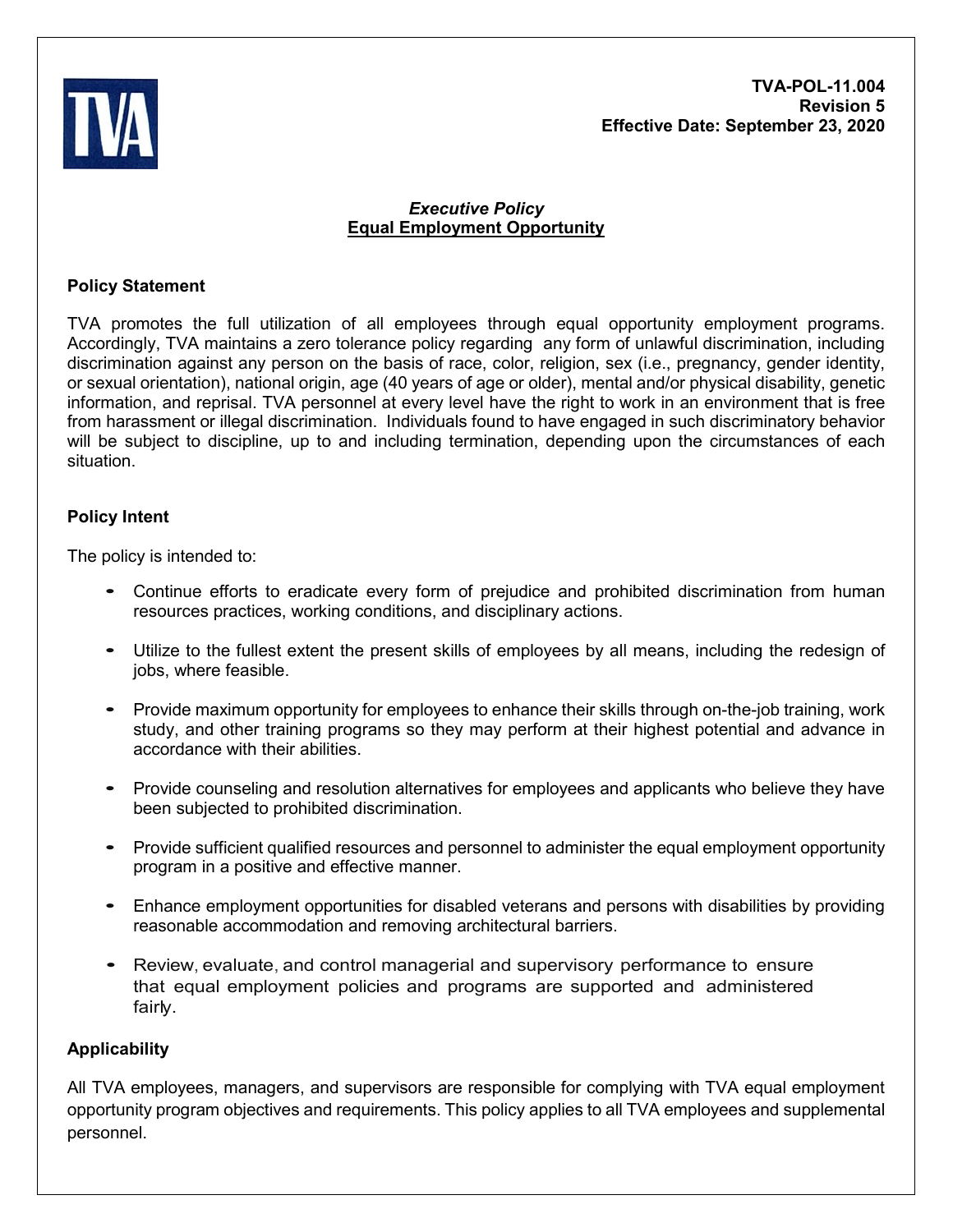**TVA-POL-11.004**
**Revision 5**
**Effective Date: September 23, 2020**

# *Executive Policy*
# Equal Employment Opportunity

## Policy Statement

TVA promotes the full utilization of all employees through equal opportunity employment programs. Accordingly, TVA maintains a zero tolerance policy regarding any form of unlawful discrimination, including discrimination against any person on the basis of race, color, religion, sex (i.e., pregnancy, gender identity, or sexual orientation), national origin, age (40 years of age or older), mental and/or physical disability, genetic information, and reprisal. TVA personnel at every level have the right to work in an environment that is free from harassment or illegal discrimination. Individuals found to have engaged in such discriminatory behavior will be subject to discipline, up to and including termination, depending upon the circumstances of each situation.

## Policy Intent

The policy is intended to:

- Continue efforts to eradicate every form of prejudice and prohibited discrimination from human resources practices, working conditions, and disciplinary actions.
- Utilize to the fullest extent the present skills of employees by all means, including the redesign of jobs, where feasible.
- Provide maximum opportunity for employees to enhance their skills through on-the-job training, work study, and other training programs so they may perform at their highest potential and advance in accordance with their abilities.
- Provide counseling and resolution alternatives for employees and applicants who believe they have been subjected to prohibited discrimination.
- Provide sufficient qualified resources and personnel to administer the equal employment opportunity program in a positive and effective manner.
- Enhance employment opportunities for disabled veterans and persons with disabilities by providing reasonable accommodation and removing architectural barriers.
- Review, evaluate, and control managerial and supervisory performance to ensure that equal employment policies and programs are supported and administered fairly.

## Applicability

All TVA employees, managers, and supervisors are responsible for complying with TVA equal employment opportunity program objectives and requirements. This policy applies to all TVA employees and supplemental personnel.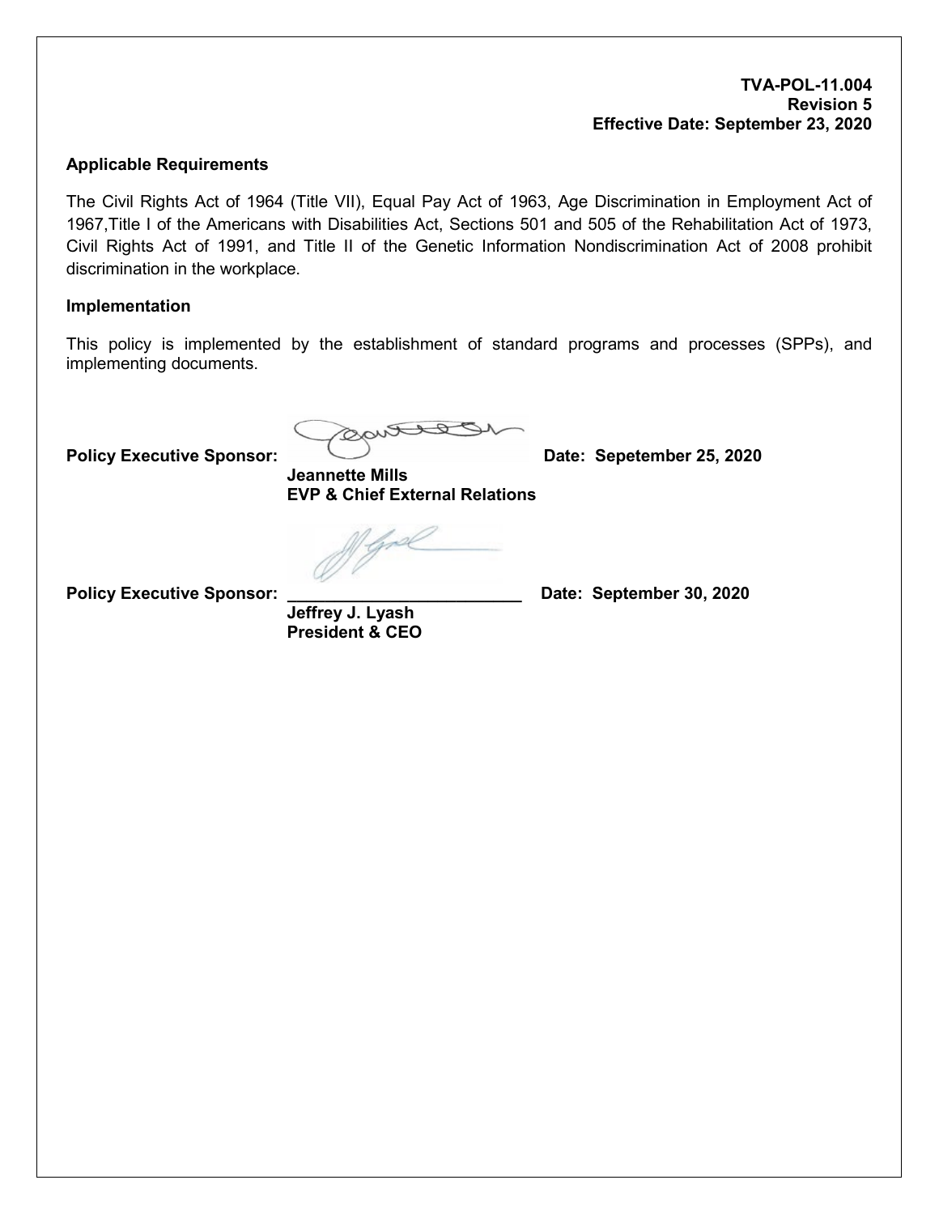**TVA-POL-11.004**
**Revision 5**
**Effective Date: September 23, 2020**

### Applicable Requirements

The Civil Rights Act of 1964 (Title VII), Equal Pay Act of 1963, Age Discrimination in Employment Act of 1967,Title I of the Americans with Disabilities Act, Sections 501 and 505 of the Rehabilitation Act of 1973, Civil Rights Act of 1991, and Title II of the Genetic Information Nondiscrimination Act of 2008 prohibit discrimination in the workplace.

### Implementation

This policy is implemented by the establishment of standard programs and processes (SPPs), and implementing documents.

**Policy Executive Sponsor:** **Date: Sepetember 25, 2020**
**Jeannette Mills**
**EVP & Chief External Relations**

**Policy Executive Sponsor: _________________________** **Date: September 30, 2020**
**Jeffrey J. Lyash**
**President & CEO**